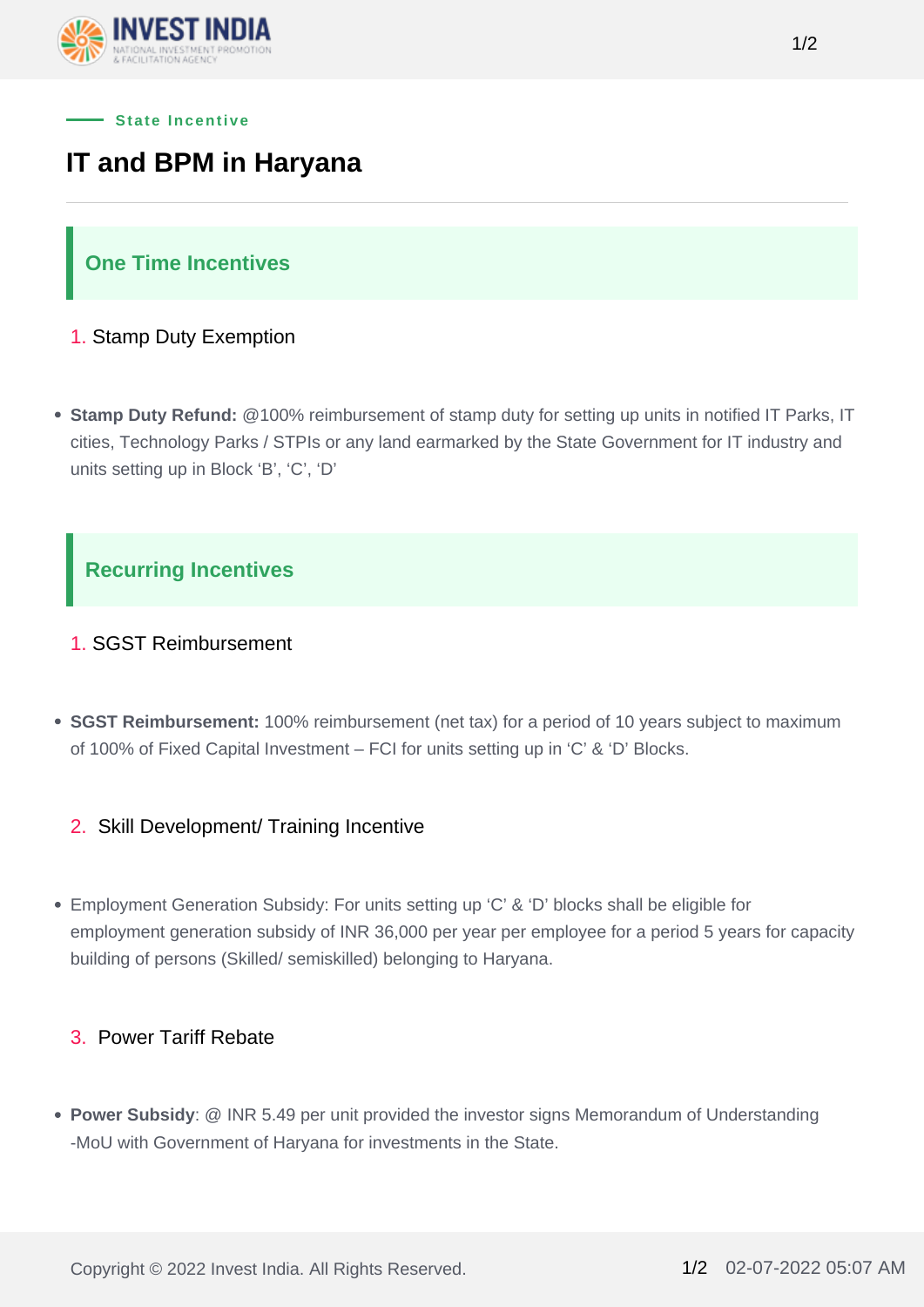State Incentive

# IT and BPM in Haryana

## One Time Incentives

1. Stamp Duty Exemption

- **Stamp Duty Refund:** @100% reimbursement of stamp duty for setting up units in notified IT Parks, IT cities, Technology Parks / STPIs or any land earmarked by the State Government for IT industry and units setting up in Block 'B', 'C', 'D'

## Recurring Incentives

1. SGST Reimbursement

- **SGST Reimbursement:** 100% reimbursement (net tax) for a period of 10 years subject to maximum of 100% of Fixed Capital Investment – FCI for units setting up in 'C' & 'D' Blocks.

2. Skill Development/ Training Incentive

- Employment Generation Subsidy: For units setting up 'C' & 'D' blocks shall be eligible for employment generation subsidy of INR 36,000 per year per employee for a period 5 years for capacity building of persons (Skilled/ semiskilled) belonging to Haryana.

3. Power Tariff Rebate

- **Power Subsidy**: @ INR 5.49 per unit provided the investor signs Memorandum of Understanding -MoU with Government of Haryana for investments in the State.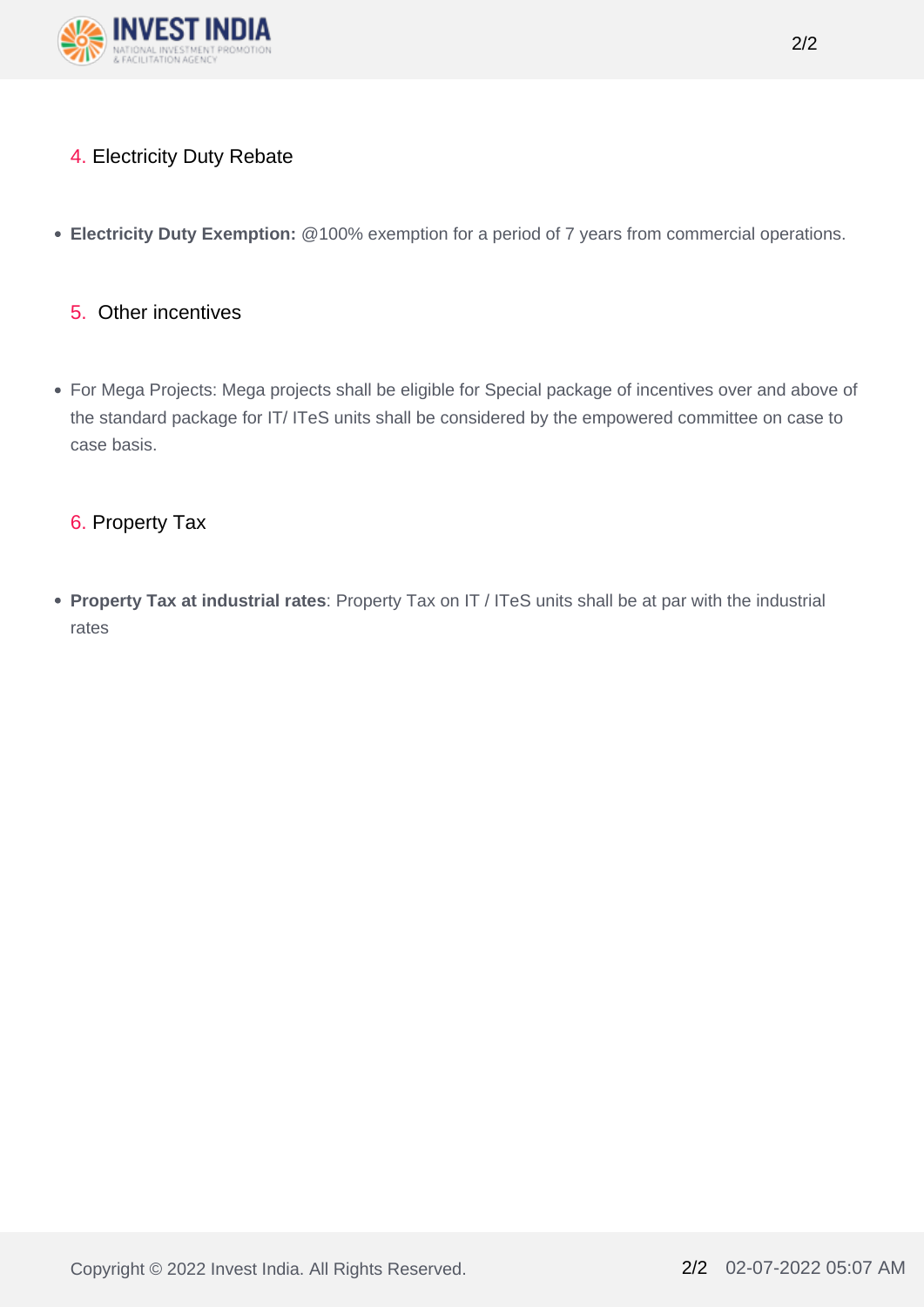4. Electricity Duty Rebate

- **Electricity Duty Exemption:** @100% exemption for a period of 7 years from commercial operations.

5. Other incentives

- For Mega Projects: Mega projects shall be eligible for Special package of incentives over and above of the standard package for IT/ ITeS units shall be considered by the empowered committee on case to case basis.

6. Property Tax

- **Property Tax at industrial rates**: Property Tax on IT / ITeS units shall be at par with the industrial rates